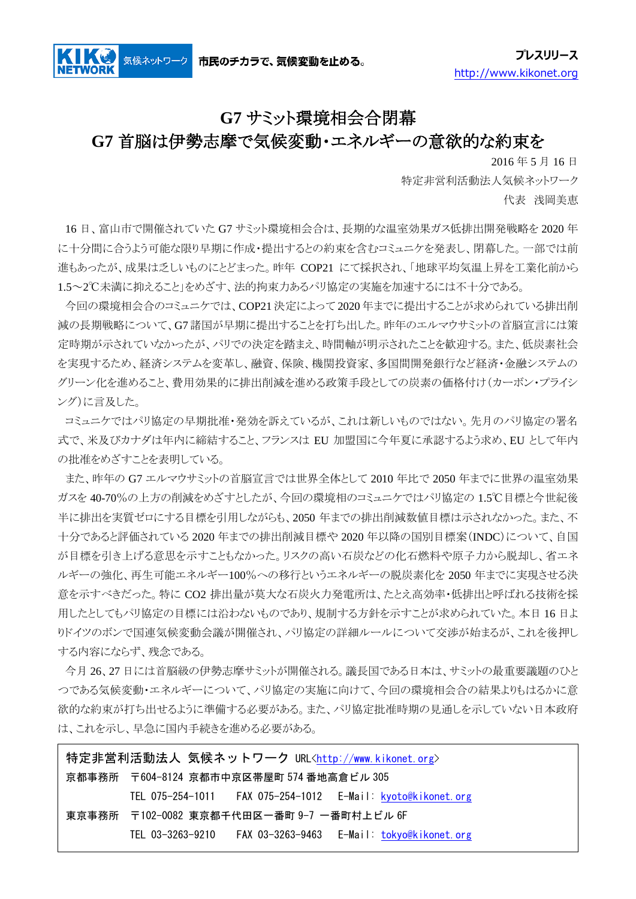KIKO NETWORK 気候ネットワーク 市民のチカラで、気候変動を止める。

プレスリリース
http://www.kikonet.org

# G7 サミット環境相会合閉幕
# G7 首脳は伊勢志摩で気候変動・エネルギーの意欲的な約束を

2016 年 5 月 16 日

特定非営利活動法人気候ネットワーク

代表　浅岡美恵

16 日、富山市で開催されていた G7 サミット環境相会合は、長期的な温室効果ガス低排出開発戦略を 2020 年に十分間に合うよう可能な限り早期に作成・提出するとの約束を含むコミュニケを発表し、閉幕した。一部では前進もあったが、成果は乏しいものにとどまった。昨年 COP21 にて採択され、「地球平均気温上昇を工業化前から 1.5～2℃未満に抑えること」をめざす、法的拘束力あるパリ協定の実施を加速するには不十分である。

今回の環境相会合のコミュニケでは、COP21 決定によって 2020 年までに提出することが求められている排出削減の長期戦略について、G7 諸国が早期に提出することを打ち出した。昨年のエルマウサミットの首脳宣言には策定時期が示されていなかったが、パリでの決定を踏まえ、時間軸が明示されたことを歓迎する。また、低炭素社会を実現するため、経済システムを変革し、融資、保険、機関投資家、多国間開発銀行など経済・金融システムのグリーン化を進めること、費用効果的に排出削減を進める政策手段としての炭素の価格付け（カーボン・プライシング）に言及した。

コミュニケではパリ協定の早期批准・発効を訴えているが、これは新しいものではない。先月のパリ協定の署名式で、米及びカナダは年内に締結すること、フランスは EU 加盟国に今年夏に承認するよう求め、EU として年内の批准をめざすことを表明している。

また、昨年の G7 エルマウサミットの首脳宣言では世界全体として 2010 年比で 2050 年までに世界の温室効果ガスを 40-70％の上方の削減をめざすとしたが、今回の環境相のコミュニケではパリ協定の 1.5℃目標と今世紀後半に排出を実質ゼロにする目標を引用しながらも、2050 年までの排出削減数値目標は示されなかった。また、不十分であると評価されている 2020 年までの排出削減目標や 2020 年以降の国別目標案（INDC）について、自国が目標を引き上げる意思を示すこともなかった。リスクの高い石炭などの化石燃料や原子力から脱却し、省エネルギーの強化、再生可能エネルギー100％への移行というエネルギーの脱炭素化を 2050 年までに実現させる決意を示すべきだった。特に $CO_2$ 排出量が莫大な石炭火力発電所は、たとえ高効率・低排出と呼ばれる技術を採用したとしてもパリ協定の目標には沿わないものであり、規制する方針を示すことが求められていた。本日 16 日よりドイツのボンで国連気候変動会議が開催され、パリ協定の詳細ルールについて交渉が始まるが、これを後押しする内容にならず、残念である。

今月 26、27 日には首脳級の伊勢志摩サミットが開催される。議長国である日本は、サミットの最重要議題のひとつである気候変動・エネルギーについて、パリ協定の実施に向けて、今回の環境相会合の結果よりもはるかに意欲的な約束が打ち出せるように準備する必要がある。また、パリ協定批准時期の見通しを示していない日本政府は、これを示し、早急に国内手続きを進める必要がある。

---

特定非営利活動法人　気候ネットワーク　URL<http://www.kikonet.org>

京都事務所　〒604-8124 京都市中京区帯屋町 574 番地高倉ビル 305
TEL 075-254-1011　FAX 075-254-1012　E-Mail：kyoto@kikonet.org

東京事務所　〒102-0082 東京都千代田区一番町 9-7 一番町村上ビル 6F
TEL 03-3263-9210　FAX 03-3263-9463　E-Mail：tokyo@kikonet.org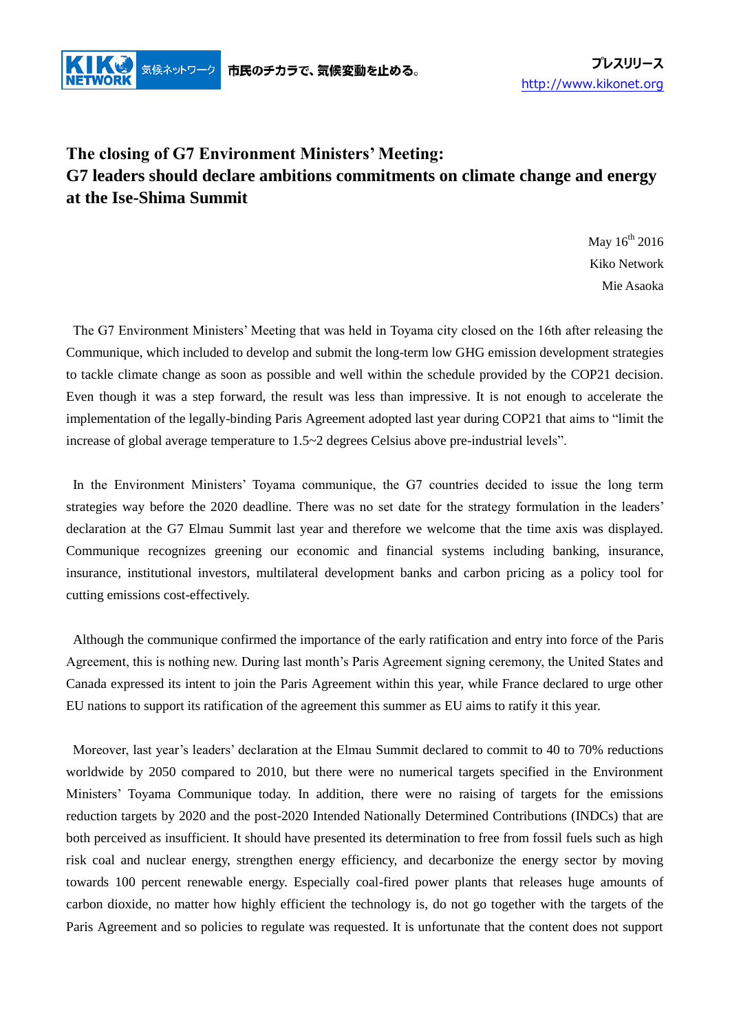# The closing of G7 Environment Ministers' Meeting: G7 leaders should declare ambitions commitments on climate change and energy at the Ise-Shima Summit

May 16th 2016
Kiko Network
Mie Asaoka

The G7 Environment Ministers' Meeting that was held in Toyama city closed on the 16th after releasing the Communique, which included to develop and submit the long-term low GHG emission development strategies to tackle climate change as soon as possible and well within the schedule provided by the COP21 decision. Even though it was a step forward, the result was less than impressive. It is not enough to accelerate the implementation of the legally-binding Paris Agreement adopted last year during COP21 that aims to "limit the increase of global average temperature to 1.5~2 degrees Celsius above pre-industrial levels".

In the Environment Ministers' Toyama communique, the G7 countries decided to issue the long term strategies way before the 2020 deadline. There was no set date for the strategy formulation in the leaders' declaration at the G7 Elmau Summit last year and therefore we welcome that the time axis was displayed. Communique recognizes greening our economic and financial systems including banking, insurance, insurance, institutional investors, multilateral development banks and carbon pricing as a policy tool for cutting emissions cost-effectively.

Although the communique confirmed the importance of the early ratification and entry into force of the Paris Agreement, this is nothing new. During last month's Paris Agreement signing ceremony, the United States and Canada expressed its intent to join the Paris Agreement within this year, while France declared to urge other EU nations to support its ratification of the agreement this summer as EU aims to ratify it this year.

Moreover, last year's leaders' declaration at the Elmau Summit declared to commit to 40 to 70% reductions worldwide by 2050 compared to 2010, but there were no numerical targets specified in the Environment Ministers' Toyama Communique today. In addition, there were no raising of targets for the emissions reduction targets by 2020 and the post-2020 Intended Nationally Determined Contributions (INDCs) that are both perceived as insufficient. It should have presented its determination to free from fossil fuels such as high risk coal and nuclear energy, strengthen energy efficiency, and decarbonize the energy sector by moving towards 100 percent renewable energy. Especially coal-fired power plants that releases huge amounts of carbon dioxide, no matter how highly efficient the technology is, do not go together with the targets of the Paris Agreement and so policies to regulate was requested. It is unfortunate that the content does not support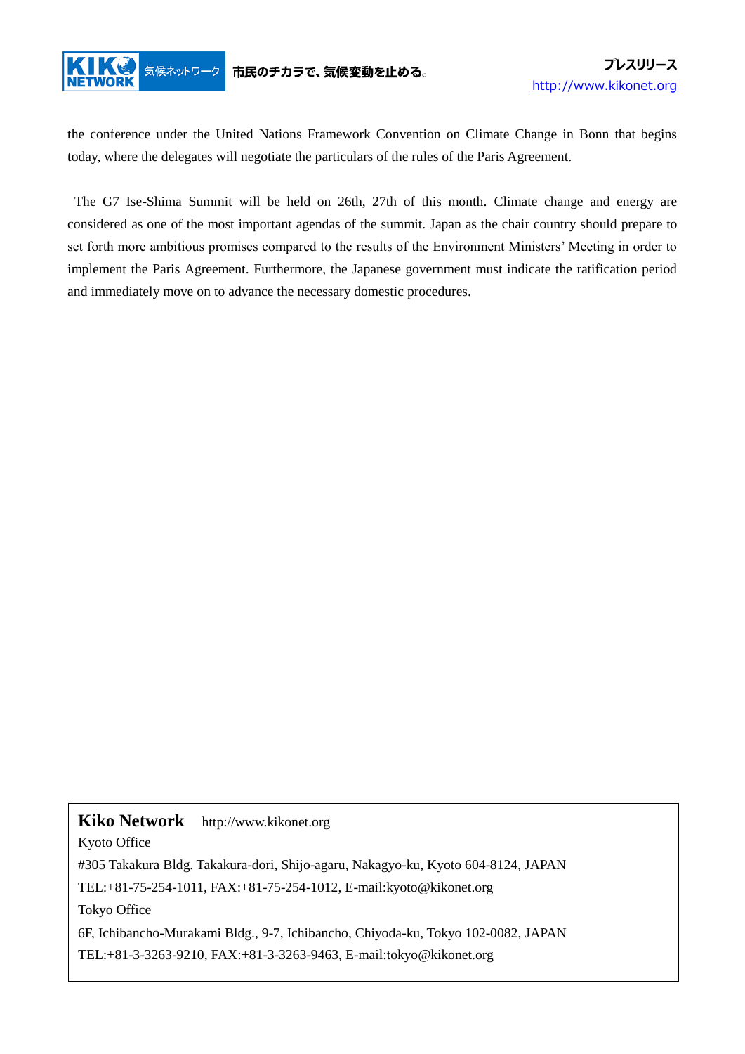the conference under the United Nations Framework Convention on Climate Change in Bonn that begins today, where the delegates will negotiate the particulars of the rules of the Paris Agreement.

The G7 Ise-Shima Summit will be held on 26th, 27th of this month. Climate change and energy are considered as one of the most important agendas of the summit. Japan as the chair country should prepare to set forth more ambitious promises compared to the results of the Environment Ministers' Meeting in order to implement the Paris Agreement. Furthermore, the Japanese government must indicate the ratification period and immediately move on to advance the necessary domestic procedures.

**Kiko Network** http://www.kikonet.org

Kyoto Office

#305 Takakura Bldg. Takakura-dori, Shijo-agaru, Nakagyo-ku, Kyoto 604-8124, JAPAN

TEL:+81-75-254-1011, FAX:+81-75-254-1012, E-mail:kyoto@kikonet.org

Tokyo Office

6F, Ichibancho-Murakami Bldg., 9-7, Ichibancho, Chiyoda-ku, Tokyo 102-0082, JAPAN

TEL:+81-3-3263-9210, FAX:+81-3-3263-9463, E-mail:tokyo@kikonet.org